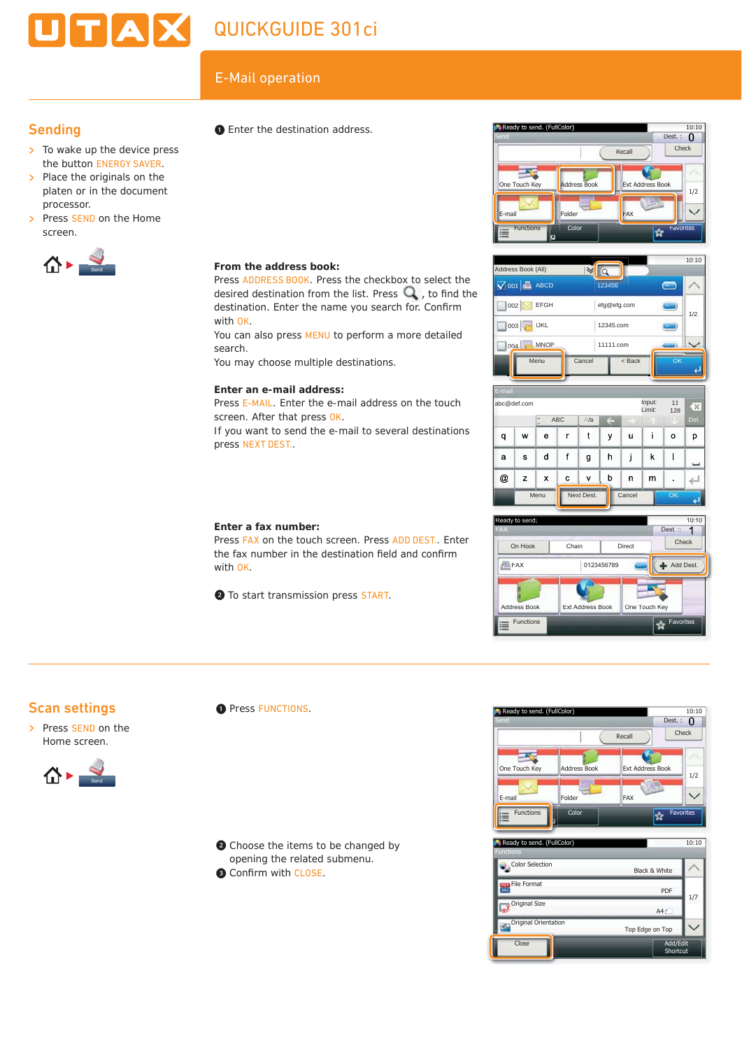# QUICKGUIDE 301ci

## E-Mail operation

## Sending

- To wake up the device press the button ENERGY SAVER.
- Place the originals on the platen or in the document processor.
- Press SEND on the Home screen.

❶ Enter the destination address.

**From the address book:**
Press ADDRESS BOOK. Press the checkbox to select the desired destination from the list. Press 🔍, to find the destination. Enter the name you search for. Confirm with OK.
You can also press MENU to perform a more detailed search.
You may choose multiple destinations.

**Enter an e-mail address:**
Press E-MAIL. Enter the e-mail address on the touch screen. After that press OK.
If you want to send the e-mail to several destinations press NEXT DEST..

**Enter a fax number:**
Press FAX on the touch screen. Press ADD DEST.. Enter the fax number in the destination field and confirm with OK.

❷ To start transmission press START.

## Scan settings

- Press SEND on the Home screen.

❶ Press FUNCTIONS.

❷ Choose the items to be changed by opening the related submenu.
❸ Confirm with CLOSE.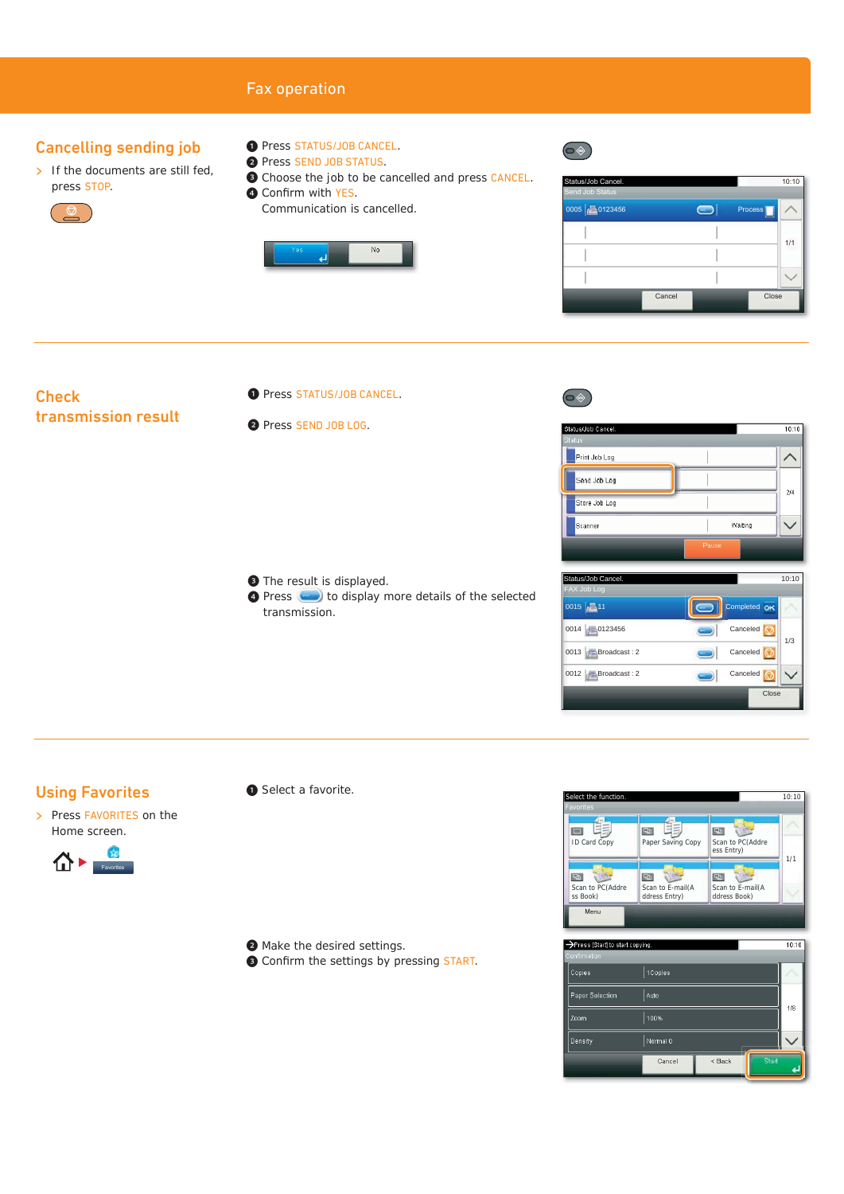# Fax operation

## Cancelling sending job

> If the documents are still fed, press STOP.

1. Press STATUS/JOB CANCEL.
2. Press SEND JOB STATUS.
3. Choose the job to be cancelled and press CANCEL.
4. Confirm with YES.
   Communication is cancelled.

## Check transmission result

1. Press STATUS/JOB CANCEL.
2. Press SEND JOB LOG.
3. The result is displayed.
4. Press [button] to display more details of the selected transmission.

## Using Favorites

> Press FAVORITES on the Home screen.

1. Select a favorite.
2. Make the desired settings.
3. Confirm the settings by pressing START.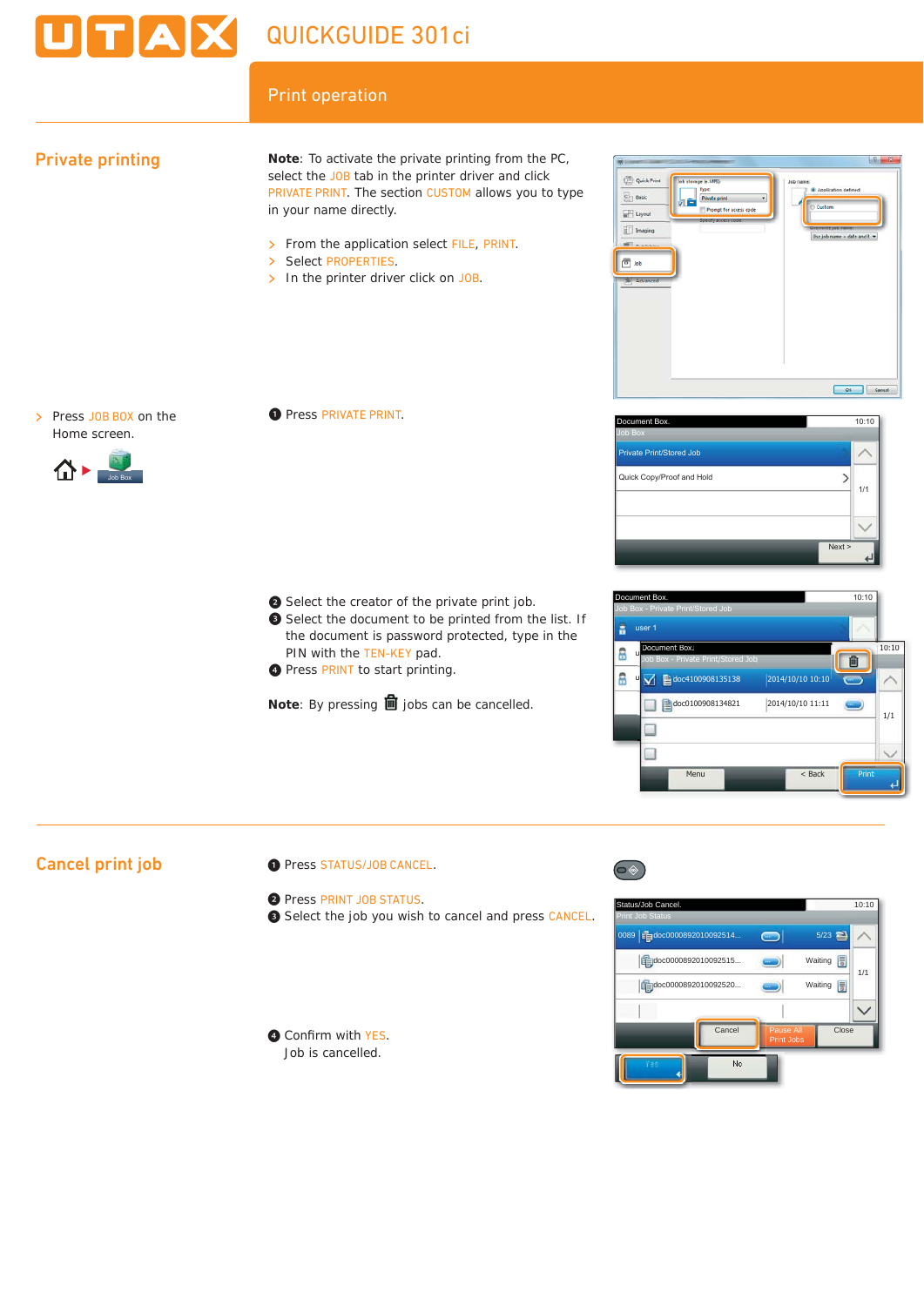# QUICKGUIDE 301ci

## Print operation

### Private printing

**Note**: To activate the private printing from the PC, select the JOB tab in the printer driver and click PRIVATE PRINT. The section CUSTOM allows you to type in your name directly.

- From the application select FILE, PRINT.
- Select PROPERTIES.
- In the printer driver click on JOB.

- Press JOB BOX on the Home screen.

1. Press PRIVATE PRINT.

2. Select the creator of the private print job.
3. Select the document to be printed from the list. If the document is password protected, type in the PIN with the TEN-KEY pad.
4. Press PRINT to start printing.

**Note**: By pressing 🗑 jobs can be cancelled.

### Cancel print job

1. Press STATUS/JOB CANCEL.

2. Press PRINT JOB STATUS.
3. Select the job you wish to cancel and press CANCEL.

4. Confirm with YES.
   Job is cancelled.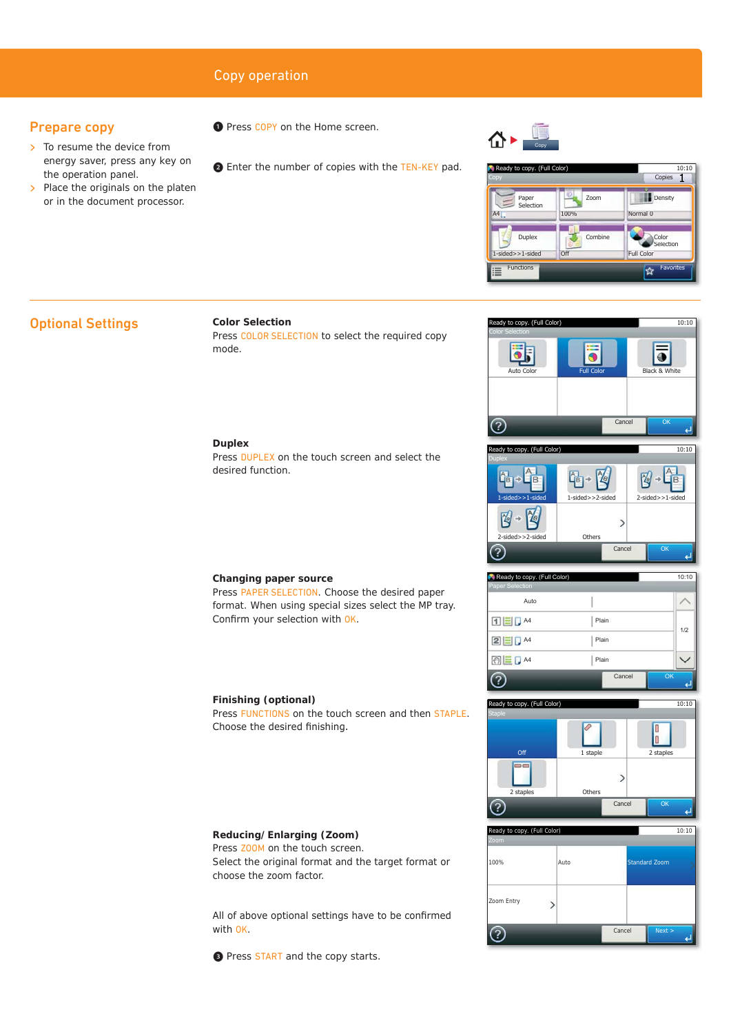# Copy operation

## Prepare copy

- To resume the device from energy saver, press any key on the operation panel.
- Place the originals on the platen or in the document processor.

1. Press COPY on the Home screen.
2. Enter the number of copies with the TEN-KEY pad.

## Optional Settings

### Color Selection

Press COLOR SELECTION to select the required copy mode.

### Duplex

Press DUPLEX on the touch screen and select the desired function.

### Changing paper source

Press PAPER SELECTION. Choose the desired paper format. When using special sizes select the MP tray. Confirm your selection with OK.

### Finishing (optional)

Press FUNCTIONS on the touch screen and then STAPLE. Choose the desired finishing.

### Reducing/ Enlarging (Zoom)

Press ZOOM on the touch screen.
Select the original format and the target format or choose the zoom factor.

All of above optional settings have to be confirmed with OK.

3. Press START and the copy starts.